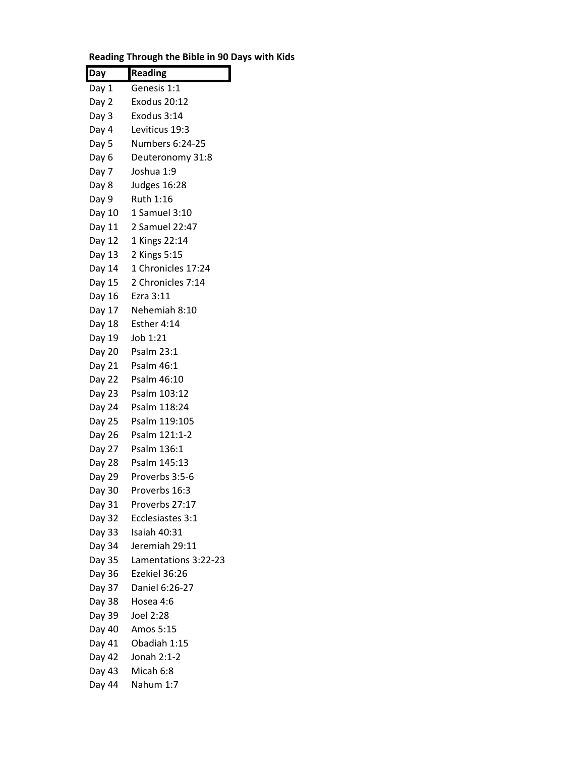**Reading Through the Bible in 90 Days with Kids**

| Day | Reading |
|---|---|
| Day 1 | Genesis 1:1 |
| Day 2 | Exodus 20:12 |
| Day 3 | Exodus 3:14 |
| Day 4 | Leviticus 19:3 |
| Day 5 | Numbers 6:24-25 |
| Day 6 | Deuteronomy 31:8 |
| Day 7 | Joshua 1:9 |
| Day 8 | Judges 16:28 |
| Day 9 | Ruth 1:16 |
| Day 10 | 1 Samuel 3:10 |
| Day 11 | 2 Samuel 22:47 |
| Day 12 | 1 Kings 22:14 |
| Day 13 | 2 Kings 5:15 |
| Day 14 | 1 Chronicles 17:24 |
| Day 15 | 2 Chronicles 7:14 |
| Day 16 | Ezra 3:11 |
| Day 17 | Nehemiah 8:10 |
| Day 18 | Esther 4:14 |
| Day 19 | Job 1:21 |
| Day 20 | Psalm 23:1 |
| Day 21 | Psalm 46:1 |
| Day 22 | Psalm 46:10 |
| Day 23 | Psalm 103:12 |
| Day 24 | Psalm 118:24 |
| Day 25 | Psalm 119:105 |
| Day 26 | Psalm 121:1-2 |
| Day 27 | Psalm 136:1 |
| Day 28 | Psalm 145:13 |
| Day 29 | Proverbs 3:5-6 |
| Day 30 | Proverbs 16:3 |
| Day 31 | Proverbs 27:17 |
| Day 32 | Ecclesiastes 3:1 |
| Day 33 | Isaiah 40:31 |
| Day 34 | Jeremiah 29:11 |
| Day 35 | Lamentations 3:22-23 |
| Day 36 | Ezekiel 36:26 |
| Day 37 | Daniel 6:26-27 |
| Day 38 | Hosea 4:6 |
| Day 39 | Joel 2:28 |
| Day 40 | Amos 5:15 |
| Day 41 | Obadiah 1:15 |
| Day 42 | Jonah 2:1-2 |
| Day 43 | Micah 6:8 |
| Day 44 | Nahum 1:7 |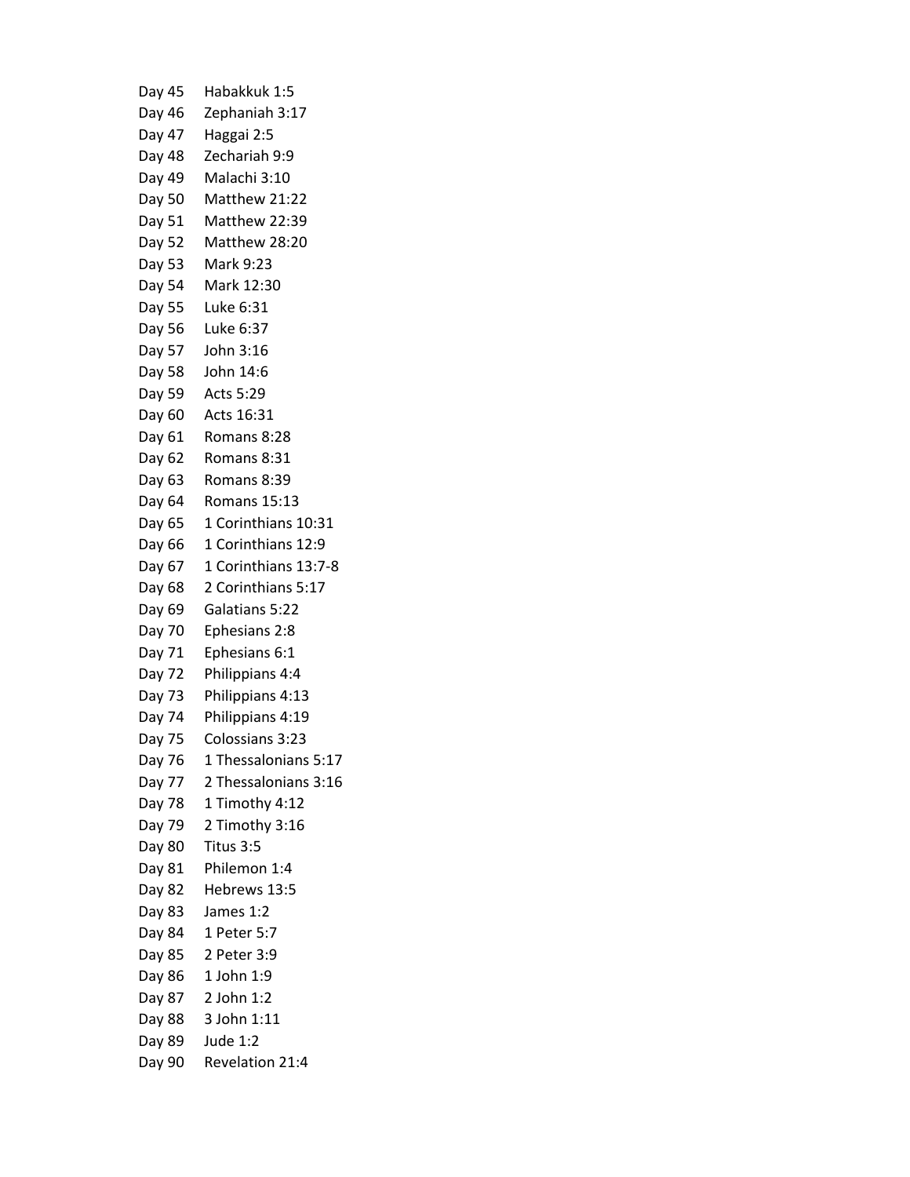| | |
|---|---|
| Day 45 | Habakkuk 1:5 |
| Day 46 | Zephaniah 3:17 |
| Day 47 | Haggai 2:5 |
| Day 48 | Zechariah 9:9 |
| Day 49 | Malachi 3:10 |
| Day 50 | Matthew 21:22 |
| Day 51 | Matthew 22:39 |
| Day 52 | Matthew 28:20 |
| Day 53 | Mark 9:23 |
| Day 54 | Mark 12:30 |
| Day 55 | Luke 6:31 |
| Day 56 | Luke 6:37 |
| Day 57 | John 3:16 |
| Day 58 | John 14:6 |
| Day 59 | Acts 5:29 |
| Day 60 | Acts 16:31 |
| Day 61 | Romans 8:28 |
| Day 62 | Romans 8:31 |
| Day 63 | Romans 8:39 |
| Day 64 | Romans 15:13 |
| Day 65 | 1 Corinthians 10:31 |
| Day 66 | 1 Corinthians 12:9 |
| Day 67 | 1 Corinthians 13:7-8 |
| Day 68 | 2 Corinthians 5:17 |
| Day 69 | Galatians 5:22 |
| Day 70 | Ephesians 2:8 |
| Day 71 | Ephesians 6:1 |
| Day 72 | Philippians 4:4 |
| Day 73 | Philippians 4:13 |
| Day 74 | Philippians 4:19 |
| Day 75 | Colossians 3:23 |
| Day 76 | 1 Thessalonians 5:17 |
| Day 77 | 2 Thessalonians 3:16 |
| Day 78 | 1 Timothy 4:12 |
| Day 79 | 2 Timothy 3:16 |
| Day 80 | Titus 3:5 |
| Day 81 | Philemon 1:4 |
| Day 82 | Hebrews 13:5 |
| Day 83 | James 1:2 |
| Day 84 | 1 Peter 5:7 |
| Day 85 | 2 Peter 3:9 |
| Day 86 | 1 John 1:9 |
| Day 87 | 2 John 1:2 |
| Day 88 | 3 John 1:11 |
| Day 89 | Jude 1:2 |
| Day 90 | Revelation 21:4 |